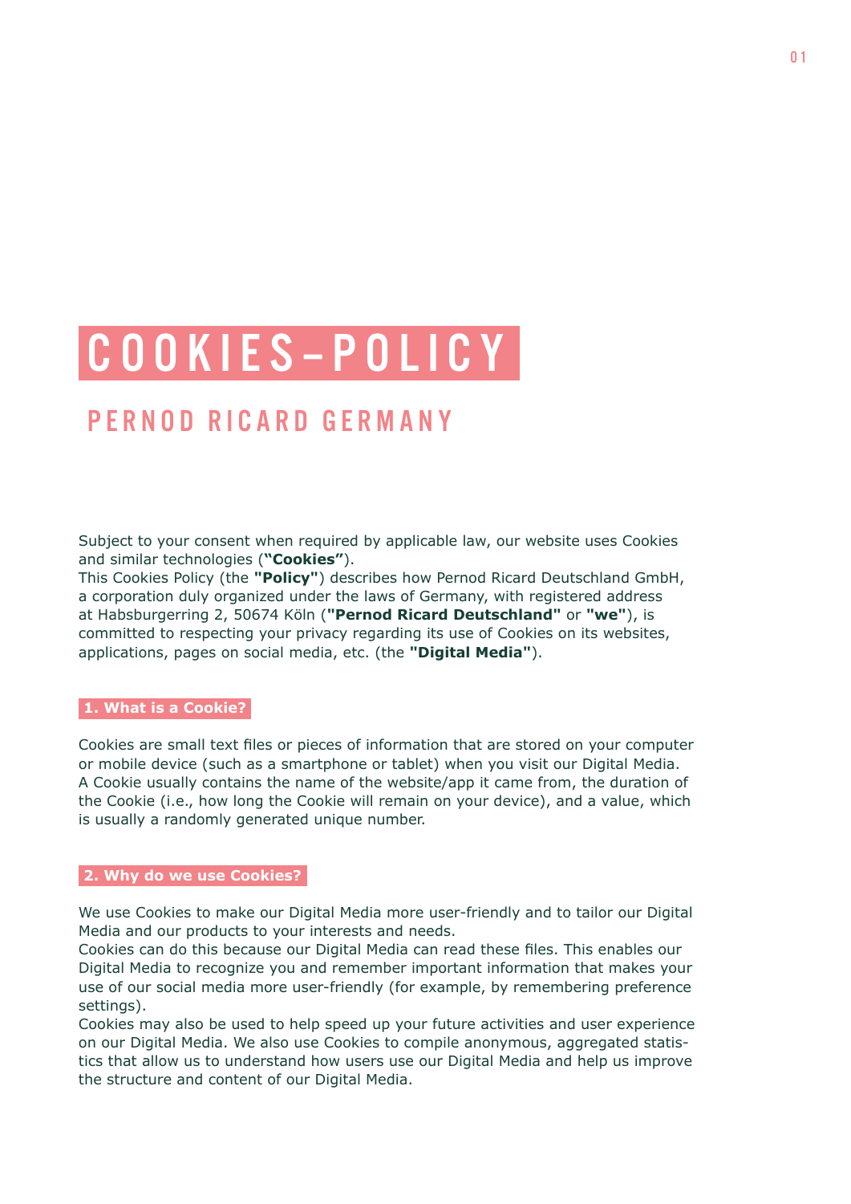# COOKIES-POLICY

## PERNOD RICARD GERMANY

Subject to your consent when required by applicable law, our website uses Cookies and similar technologies (**"Cookies"**).
This Cookies Policy (the **"Policy"**) describes how Pernod Ricard Deutschland GmbH, a corporation duly organized under the laws of Germany, with registered address at Habsburgerring 2, 50674 Köln (**"Pernod Ricard Deutschland"** or **"we"**), is committed to respecting your privacy regarding its use of Cookies on its websites, applications, pages on social media, etc. (the **"Digital Media"**).

### 1. What is a Cookie?

Cookies are small text files or pieces of information that are stored on your computer or mobile device (such as a smartphone or tablet) when you visit our Digital Media. A Cookie usually contains the name of the website/app it came from, the duration of the Cookie (i.e., how long the Cookie will remain on your device), and a value, which is usually a randomly generated unique number.

### 2. Why do we use Cookies?

We use Cookies to make our Digital Media more user-friendly and to tailor our Digital Media and our products to your interests and needs.
Cookies can do this because our Digital Media can read these files. This enables our Digital Media to recognize you and remember important information that makes your use of our social media more user-friendly (for example, by remembering preference settings).
Cookies may also be used to help speed up your future activities and user experience on our Digital Media. We also use Cookies to compile anonymous, aggregated statistics that allow us to understand how users use our Digital Media and help us improve the structure and content of our Digital Media.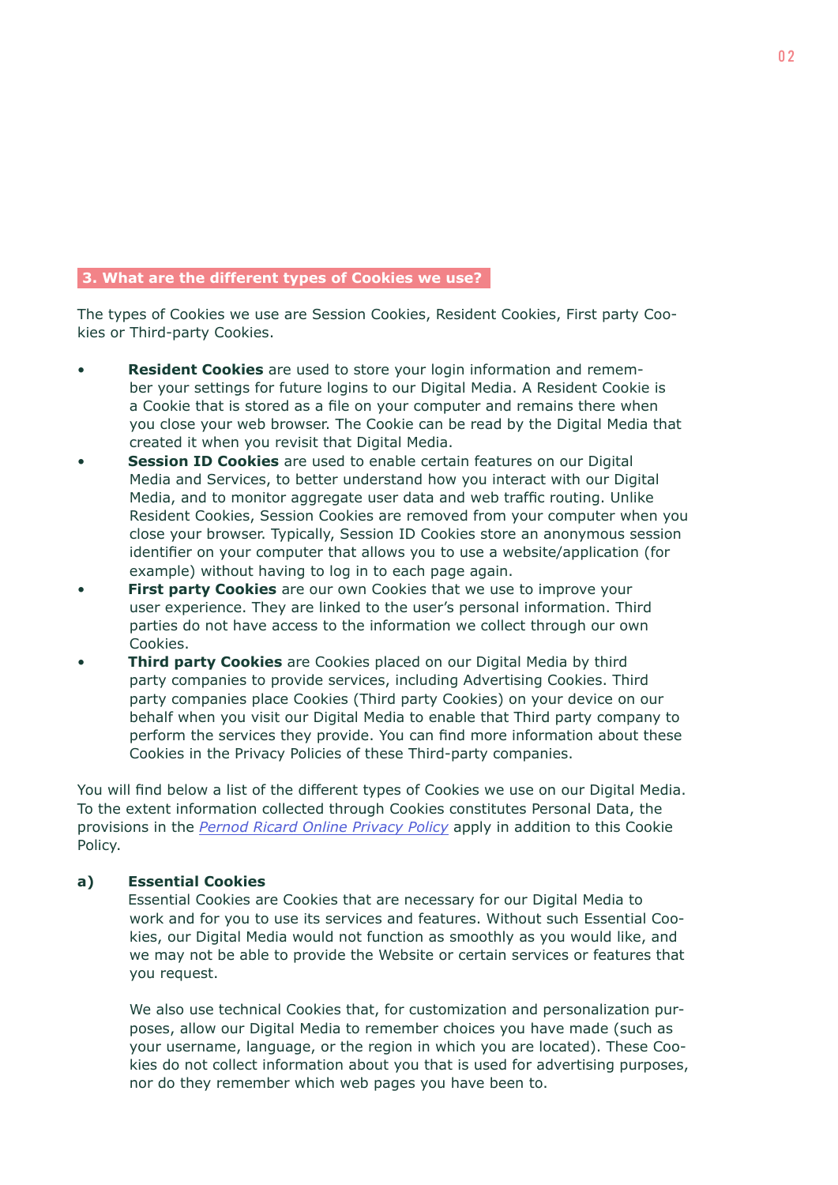## 3. What are the different types of Cookies we use?

The types of Cookies we use are Session Cookies, Resident Cookies, First party Cookies or Third-party Cookies.

- **Resident Cookies** are used to store your login information and remember your settings for future logins to our Digital Media. A Resident Cookie is a Cookie that is stored as a file on your computer and remains there when you close your web browser. The Cookie can be read by the Digital Media that created it when you revisit that Digital Media.
- **Session ID Cookies** are used to enable certain features on our Digital Media and Services, to better understand how you interact with our Digital Media, and to monitor aggregate user data and web traffic routing. Unlike Resident Cookies, Session Cookies are removed from your computer when you close your browser. Typically, Session ID Cookies store an anonymous session identifier on your computer that allows you to use a website/application (for example) without having to log in to each page again.
- **First party Cookies** are our own Cookies that we use to improve your user experience. They are linked to the user's personal information. Third parties do not have access to the information we collect through our own Cookies.
- **Third party Cookies** are Cookies placed on our Digital Media by third party companies to provide services, including Advertising Cookies. Third party companies place Cookies (Third party Cookies) on your device on our behalf when you visit our Digital Media to enable that Third party company to perform the services they provide. You can find more information about these Cookies in the Privacy Policies of these Third-party companies.

You will find below a list of the different types of Cookies we use on our Digital Media. To the extent information collected through Cookies constitutes Personal Data, the provisions in the *Pernod Ricard Online Privacy Policy* apply in addition to this Cookie Policy.

**a) Essential Cookies**

Essential Cookies are Cookies that are necessary for our Digital Media to work and for you to use its services and features. Without such Essential Cookies, our Digital Media would not function as smoothly as you would like, and we may not be able to provide the Website or certain services or features that you request.

We also use technical Cookies that, for customization and personalization purposes, allow our Digital Media to remember choices you have made (such as your username, language, or the region in which you are located). These Cookies do not collect information about you that is used for advertising purposes, nor do they remember which web pages you have been to.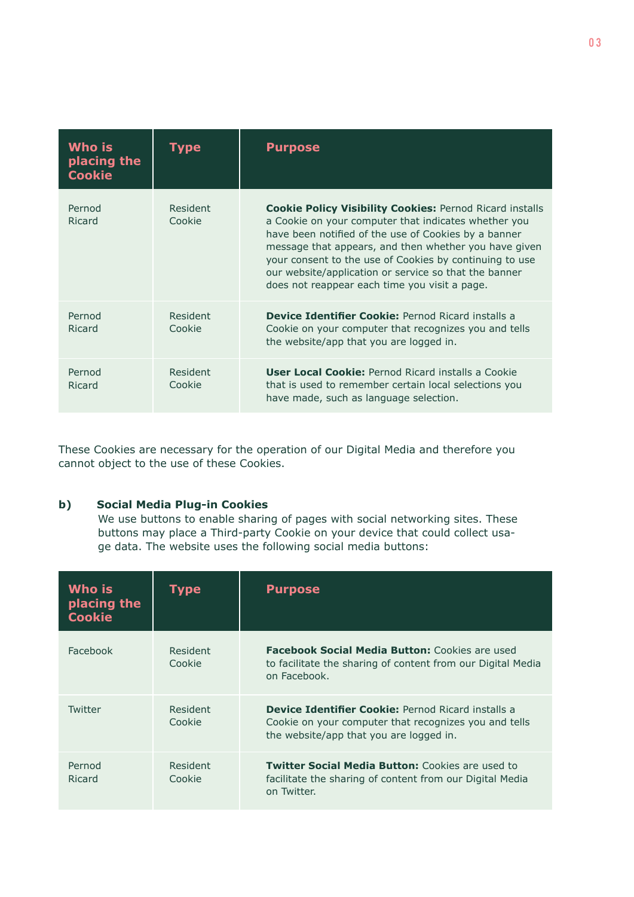| Who is placing the Cookie | Type | Purpose |
| --- | --- | --- |
| Pernod Ricard | Resident Cookie | **Cookie Policy Visibility Cookies:** Pernod Ricard installs a Cookie on your computer that indicates whether you have been notified of the use of Cookies by a banner message that appears, and then whether you have given your consent to the use of Cookies by continuing to use our website/application or service so that the banner does not reappear each time you visit a page. |
| Pernod Ricard | Resident Cookie | **Device Identifier Cookie:** Pernod Ricard installs a Cookie on your computer that recognizes you and tells the website/app that you are logged in. |
| Pernod Ricard | Resident Cookie | **User Local Cookie:** Pernod Ricard installs a Cookie that is used to remember certain local selections you have made, such as language selection. |

These Cookies are necessary for the operation of our Digital Media and therefore you cannot object to the use of these Cookies.

**b) Social Media Plug-in Cookies**

We use buttons to enable sharing of pages with social networking sites. These buttons may place a Third-party Cookie on your device that could collect usage data. The website uses the following social media buttons:

| Who is placing the Cookie | Type | Purpose |
| --- | --- | --- |
| Facebook | Resident Cookie | **Facebook Social Media Button:** Cookies are used to facilitate the sharing of content from our Digital Media on Facebook. |
| Twitter | Resident Cookie | **Device Identifier Cookie:** Pernod Ricard installs a Cookie on your computer that recognizes you and tells the website/app that you are logged in. |
| Pernod Ricard | Resident Cookie | **Twitter Social Media Button:** Cookies are used to facilitate the sharing of content from our Digital Media on Twitter. |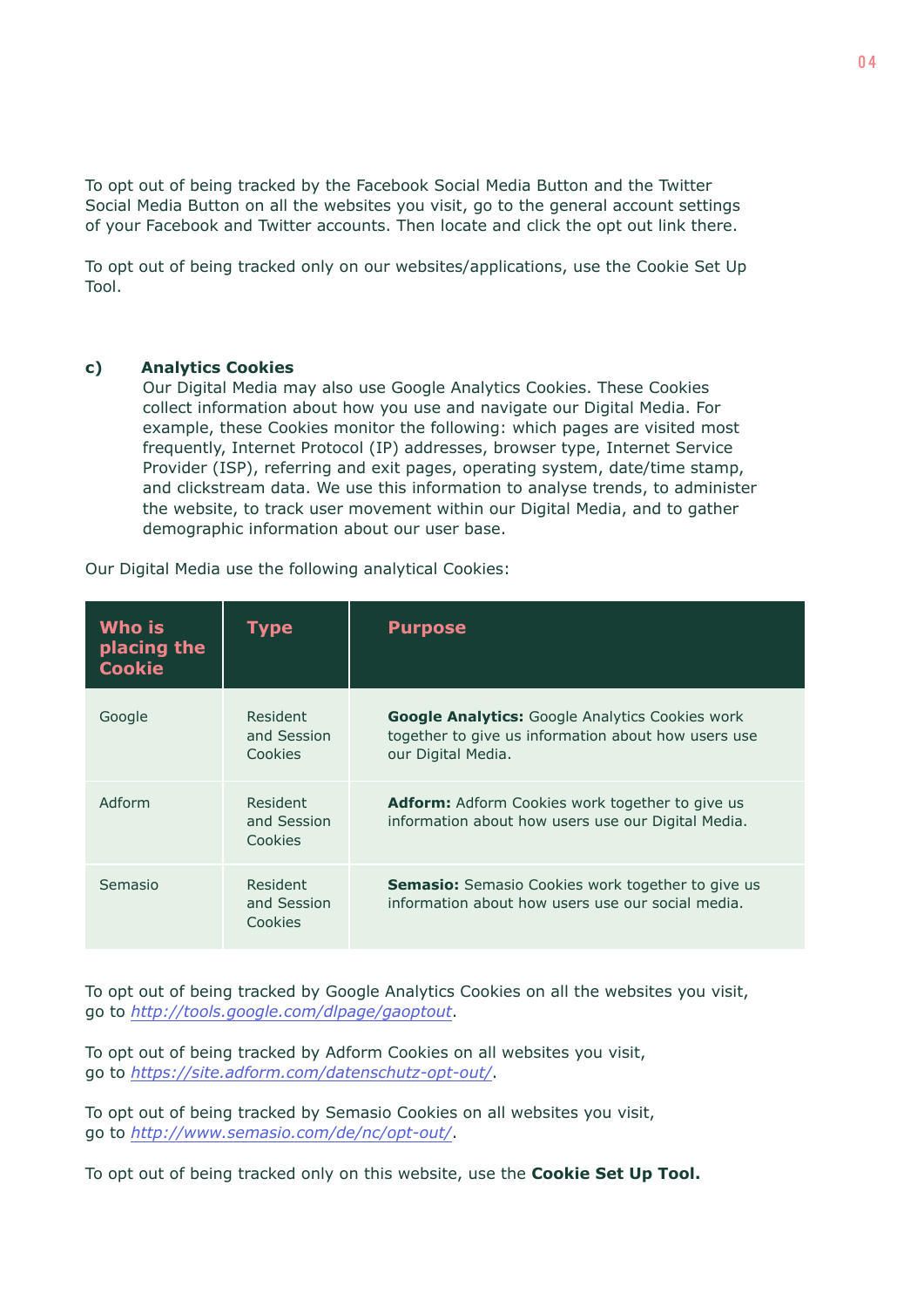To opt out of being tracked by the Facebook Social Media Button and the Twitter Social Media Button on all the websites you visit, go to the general account settings of your Facebook and Twitter accounts. Then locate and click the opt out link there.

To opt out of being tracked only on our websites/applications, use the Cookie Set Up Tool.

**c) Analytics Cookies**

Our Digital Media may also use Google Analytics Cookies. These Cookies collect information about how you use and navigate our Digital Media. For example, these Cookies monitor the following: which pages are visited most frequently, Internet Protocol (IP) addresses, browser type, Internet Service Provider (ISP), referring and exit pages, operating system, date/time stamp, and clickstream data. We use this information to analyse trends, to administer the website, to track user movement within our Digital Media, and to gather demographic information about our user base.

Our Digital Media use the following analytical Cookies:

| Who is placing the Cookie | Type | Purpose |
|---|---|---|
| Google | Resident and Session Cookies | **Google Analytics:** Google Analytics Cookies work together to give us information about how users use our Digital Media. |
| Adform | Resident and Session Cookies | **Adform:** Adform Cookies work together to give us information about how users use our Digital Media. |
| Semasio | Resident and Session Cookies | **Semasio:** Semasio Cookies work together to give us information about how users use our social media. |

To opt out of being tracked by Google Analytics Cookies on all the websites you visit, go to *http://tools.google.com/dlpage/gaoptout*.

To opt out of being tracked by Adform Cookies on all websites you visit, go to *https://site.adform.com/datenschutz-opt-out/*.

To opt out of being tracked by Semasio Cookies on all websites you visit, go to *http://www.semasio.com/de/nc/opt-out/*.

To opt out of being tracked only on this website, use the **Cookie Set Up Tool.**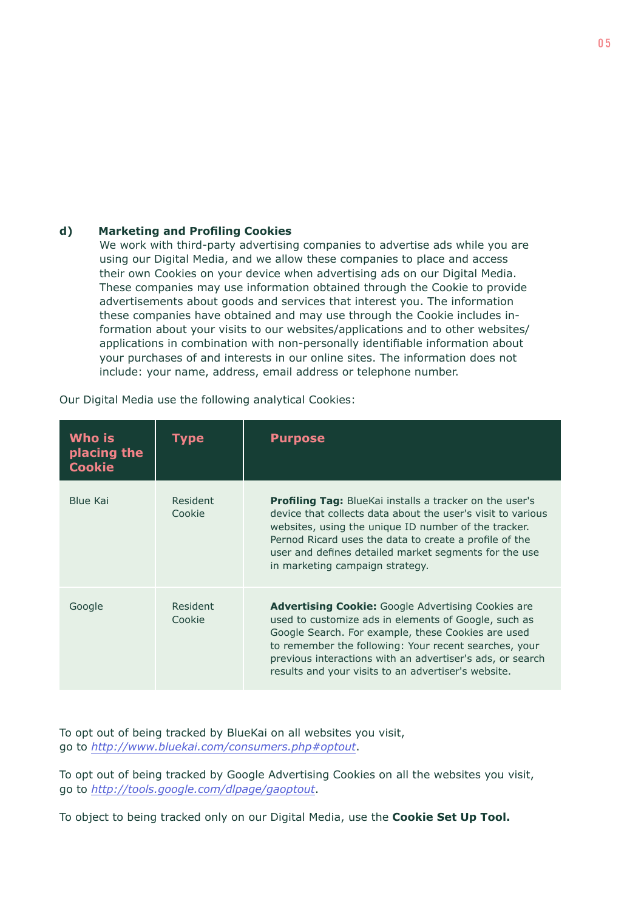**d) Marketing and Profiling Cookies**

We work with third-party advertising companies to advertise ads while you are using our Digital Media, and we allow these companies to place and access their own Cookies on your device when advertising ads on our Digital Media. These companies may use information obtained through the Cookie to provide advertisements about goods and services that interest you. The information these companies have obtained and may use through the Cookie includes information about your visits to our websites/applications and to other websites/applications in combination with non-personally identifiable information about your purchases of and interests in our online sites. The information does not include: your name, address, email address or telephone number.

Our Digital Media use the following analytical Cookies:

| Who is placing the Cookie | Type | Purpose |
| --- | --- | --- |
| Blue Kai | Resident Cookie | **Profiling Tag:** BlueKai installs a tracker on the user's device that collects data about the user's visit to various websites, using the unique ID number of the tracker. Pernod Ricard uses the data to create a profile of the user and defines detailed market segments for the use in marketing campaign strategy. |
| Google | Resident Cookie | **Advertising Cookie:** Google Advertising Cookies are used to customize ads in elements of Google, such as Google Search. For example, these Cookies are used to remember the following: Your recent searches, your previous interactions with an advertiser's ads, or search results and your visits to an advertiser's website. |

To opt out of being tracked by BlueKai on all websites you visit, go to *http://www.bluekai.com/consumers.php#optout*.

To opt out of being tracked by Google Advertising Cookies on all the websites you visit, go to *http://tools.google.com/dlpage/gaoptout*.

To object to being tracked only on our Digital Media, use the **Cookie Set Up Tool.**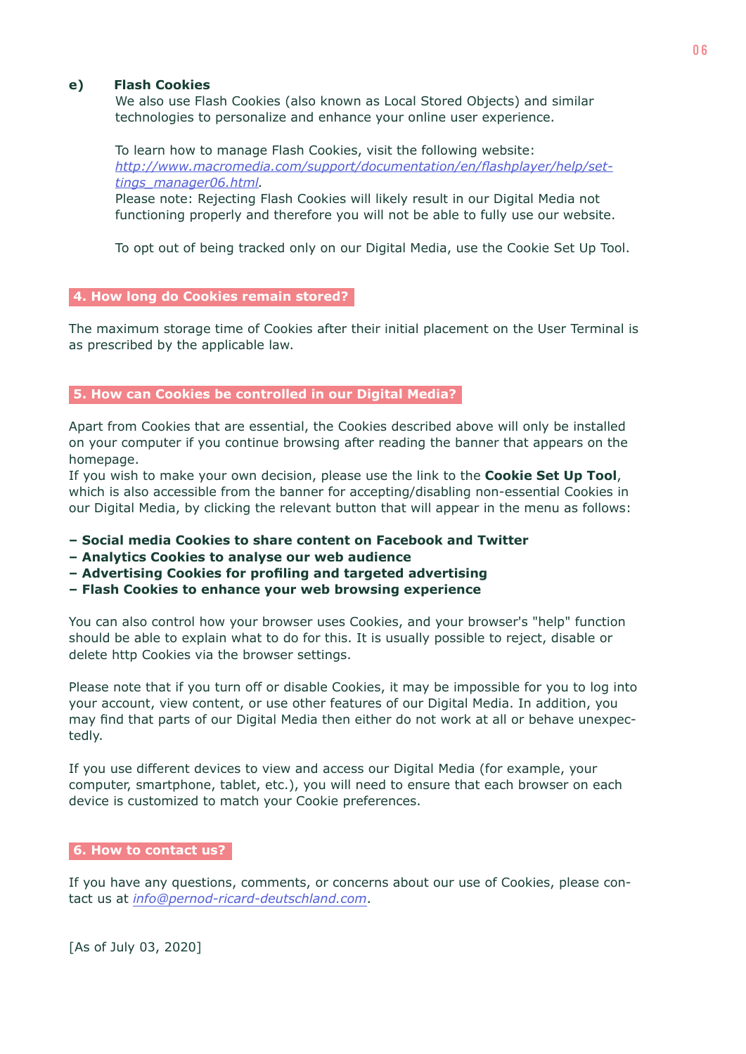**e) Flash Cookies**

We also use Flash Cookies (also known as Local Stored Objects) and similar technologies to personalize and enhance your online user experience.

To learn how to manage Flash Cookies, visit the following website: *http://www.macromedia.com/support/documentation/en/flashplayer/help/settings_manager06.html*.
Please note: Rejecting Flash Cookies will likely result in our Digital Media not functioning properly and therefore you will not be able to fully use our website.

To opt out of being tracked only on our Digital Media, use the Cookie Set Up Tool.

## 4. How long do Cookies remain stored?

The maximum storage time of Cookies after their initial placement on the User Terminal is as prescribed by the applicable law.

## 5. How can Cookies be controlled in our Digital Media?

Apart from Cookies that are essential, the Cookies described above will only be installed on your computer if you continue browsing after reading the banner that appears on the homepage.
If you wish to make your own decision, please use the link to the **Cookie Set Up Tool**, which is also accessible from the banner for accepting/disabling non-essential Cookies in our Digital Media, by clicking the relevant button that will appear in the menu as follows:

- **Social media Cookies to share content on Facebook and Twitter**
- **Analytics Cookies to analyse our web audience**
- **Advertising Cookies for profiling and targeted advertising**
- **Flash Cookies to enhance your web browsing experience**

You can also control how your browser uses Cookies, and your browser's "help" function should be able to explain what to do for this. It is usually possible to reject, disable or delete http Cookies via the browser settings.

Please note that if you turn off or disable Cookies, it may be impossible for you to log into your account, view content, or use other features of our Digital Media. In addition, you may find that parts of our Digital Media then either do not work at all or behave unexpectedly.

If you use different devices to view and access our Digital Media (for example, your computer, smartphone, tablet, etc.), you will need to ensure that each browser on each device is customized to match your Cookie preferences.

## 6. How to contact us?

If you have any questions, comments, or concerns about our use of Cookies, please contact us at *info@pernod-ricard-deutschland.com*.

[As of July 03, 2020]